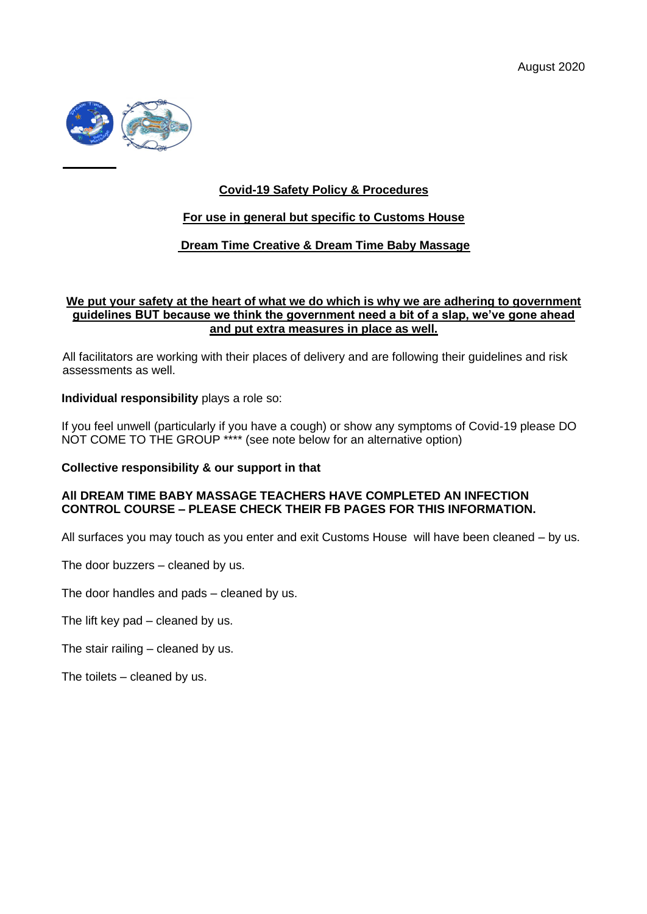August 2020

## Covid-19 Safety Policy & Procedures

## For use in general but specific to Customs House

## Dream Time Creative & Dream Time Baby Massage

**We put your safety at the heart of what we do which is why we are adhering to government guidelines BUT because we think the government need a bit of a slap, we've gone ahead and put extra measures in place as well.**

All facilitators are working with their places of delivery and are following their guidelines and risk assessments as well.

**Individual responsibility** plays a role so:

If you feel unwell (particularly if you have a cough) or show any symptoms of Covid-19 please DO NOT COME TO THE GROUP **** (see note below for an alternative option)

**Collective responsibility & our support in that**

**All DREAM TIME BABY MASSAGE TEACHERS HAVE COMPLETED AN INFECTION CONTROL COURSE – PLEASE CHECK THEIR FB PAGES FOR THIS INFORMATION.**

All surfaces you may touch as you enter and exit Customs House will have been cleaned – by us.

The door buzzers – cleaned by us.

The door handles and pads – cleaned by us.

The lift key pad – cleaned by us.

The stair railing – cleaned by us.

The toilets – cleaned by us.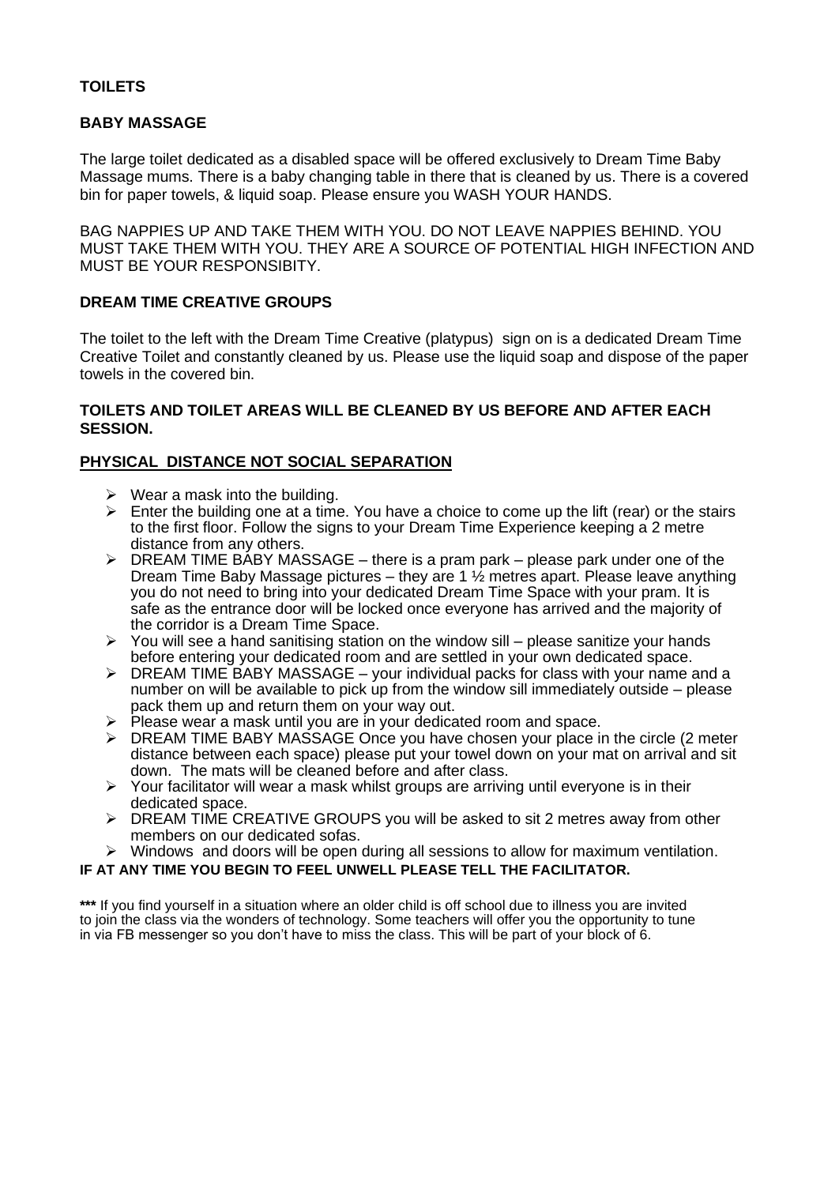**TOILETS**

**BABY MASSAGE**

The large toilet dedicated as a disabled space will be offered exclusively to Dream Time Baby Massage mums. There is a baby changing table in there that is cleaned by us. There is a covered bin for paper towels, & liquid soap. Please ensure you WASH YOUR HANDS.

BAG NAPPIES UP AND TAKE THEM WITH YOU. DO NOT LEAVE NAPPIES BEHIND. YOU MUST TAKE THEM WITH YOU. THEY ARE A SOURCE OF POTENTIAL HIGH INFECTION AND MUST BE YOUR RESPONSIBITY.

**DREAM TIME CREATIVE GROUPS**

The toilet to the left with the Dream Time Creative (platypus) sign on is a dedicated Dream Time Creative Toilet and constantly cleaned by us. Please use the liquid soap and dispose of the paper towels in the covered bin.

**TOILETS AND TOILET AREAS WILL BE CLEANED BY US BEFORE AND AFTER EACH SESSION.**

**<u>PHYSICAL DISTANCE NOT SOCIAL SEPARATION</u>**

- Wear a mask into the building.
- Enter the building one at a time. You have a choice to come up the lift (rear) or the stairs to the first floor. Follow the signs to your Dream Time Experience keeping a 2 metre distance from any others.
- DREAM TIME BABY MASSAGE – there is a pram park – please park under one of the Dream Time Baby Massage pictures – they are 1 ½ metres apart. Please leave anything you do not need to bring into your dedicated Dream Time Space with your pram. It is safe as the entrance door will be locked once everyone has arrived and the majority of the corridor is a Dream Time Space.
- You will see a hand sanitising station on the window sill – please sanitize your hands before entering your dedicated room and are settled in your own dedicated space.
- DREAM TIME BABY MASSAGE – your individual packs for class with your name and a number on will be available to pick up from the window sill immediately outside – please pack them up and return them on your way out.
- Please wear a mask until you are in your dedicated room and space.
- DREAM TIME BABY MASSAGE Once you have chosen your place in the circle (2 meter distance between each space) please put your towel down on your mat on arrival and sit down. The mats will be cleaned before and after class.
- Your facilitator will wear a mask whilst groups are arriving until everyone is in their dedicated space.
- DREAM TIME CREATIVE GROUPS you will be asked to sit 2 metres away from other members on our dedicated sofas.
- Windows and doors will be open during all sessions to allow for maximum ventilation.

**IF AT ANY TIME YOU BEGIN TO FEEL UNWELL PLEASE TELL THE FACILITATOR.**

**\*\*\*** If you find yourself in a situation where an older child is off school due to illness you are invited to join the class via the wonders of technology. Some teachers will offer you the opportunity to tune in via FB messenger so you don't have to miss the class. This will be part of your block of 6.